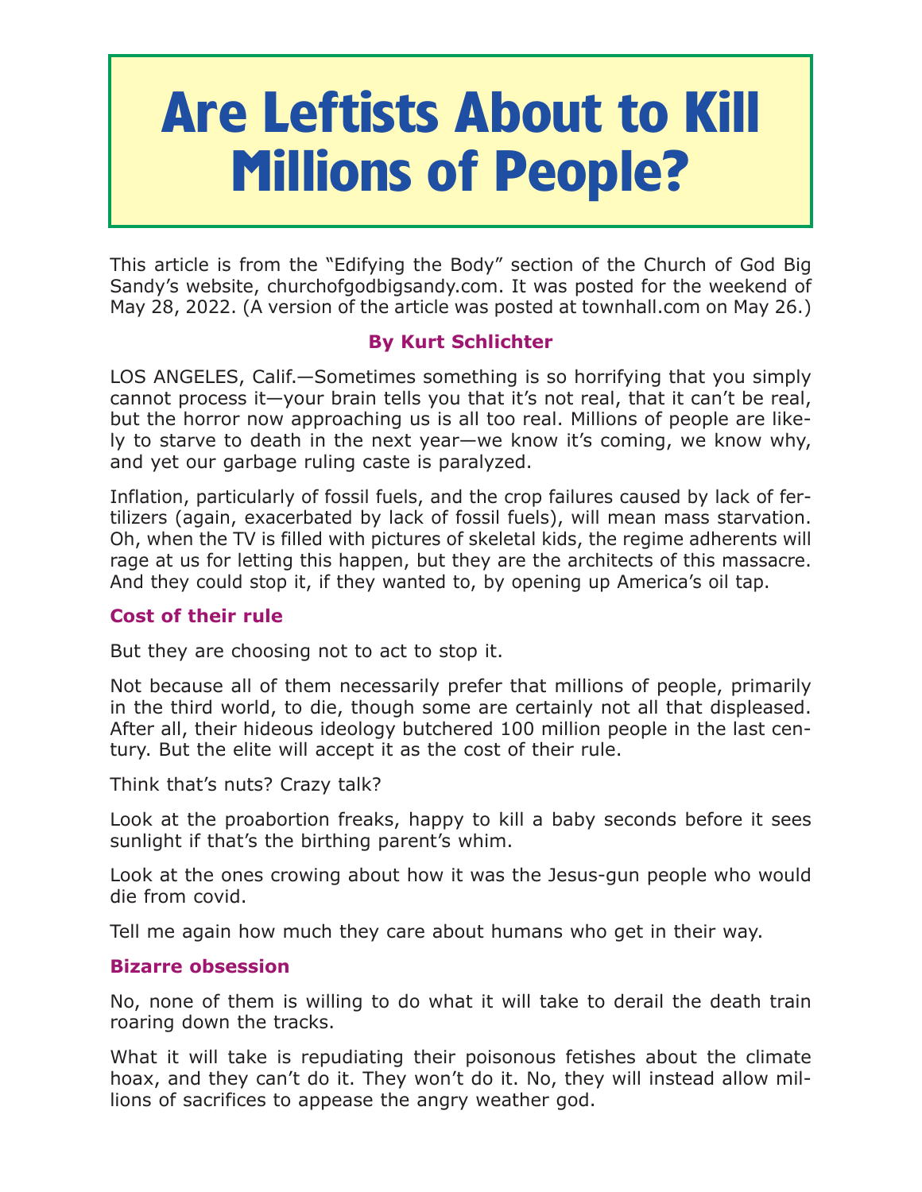# Are Leftists About to Kill Millions of People?

This article is from the "Edifying the Body" section of the Church of God Big Sandy's website, churchofgodbigsandy.com. It was posted for the weekend of May 28, 2022. (A version of the article was posted at townhall.com on May 26.)

**By Kurt Schlichter**

LOS ANGELES, Calif.—Sometimes something is so horrifying that you simply cannot process it—your brain tells you that it's not real, that it can't be real, but the horror now approaching us is all too real. Millions of people are likely to starve to death in the next year—we know it's coming, we know why, and yet our garbage ruling caste is paralyzed.

Inflation, particularly of fossil fuels, and the crop failures caused by lack of fertilizers (again, exacerbated by lack of fossil fuels), will mean mass starvation. Oh, when the TV is filled with pictures of skeletal kids, the regime adherents will rage at us for letting this happen, but they are the architects of this massacre. And they could stop it, if they wanted to, by opening up America's oil tap.

## Cost of their rule

But they are choosing not to act to stop it.

Not because all of them necessarily prefer that millions of people, primarily in the third world, to die, though some are certainly not all that displeased. After all, their hideous ideology butchered 100 million people in the last century. But the elite will accept it as the cost of their rule.

Think that's nuts? Crazy talk?

Look at the proabortion freaks, happy to kill a baby seconds before it sees sunlight if that's the birthing parent's whim.

Look at the ones crowing about how it was the Jesus-gun people who would die from covid.

Tell me again how much they care about humans who get in their way.

## Bizarre obsession

No, none of them is willing to do what it will take to derail the death train roaring down the tracks.

What it will take is repudiating their poisonous fetishes about the climate hoax, and they can't do it. They won't do it. No, they will instead allow millions of sacrifices to appease the angry weather god.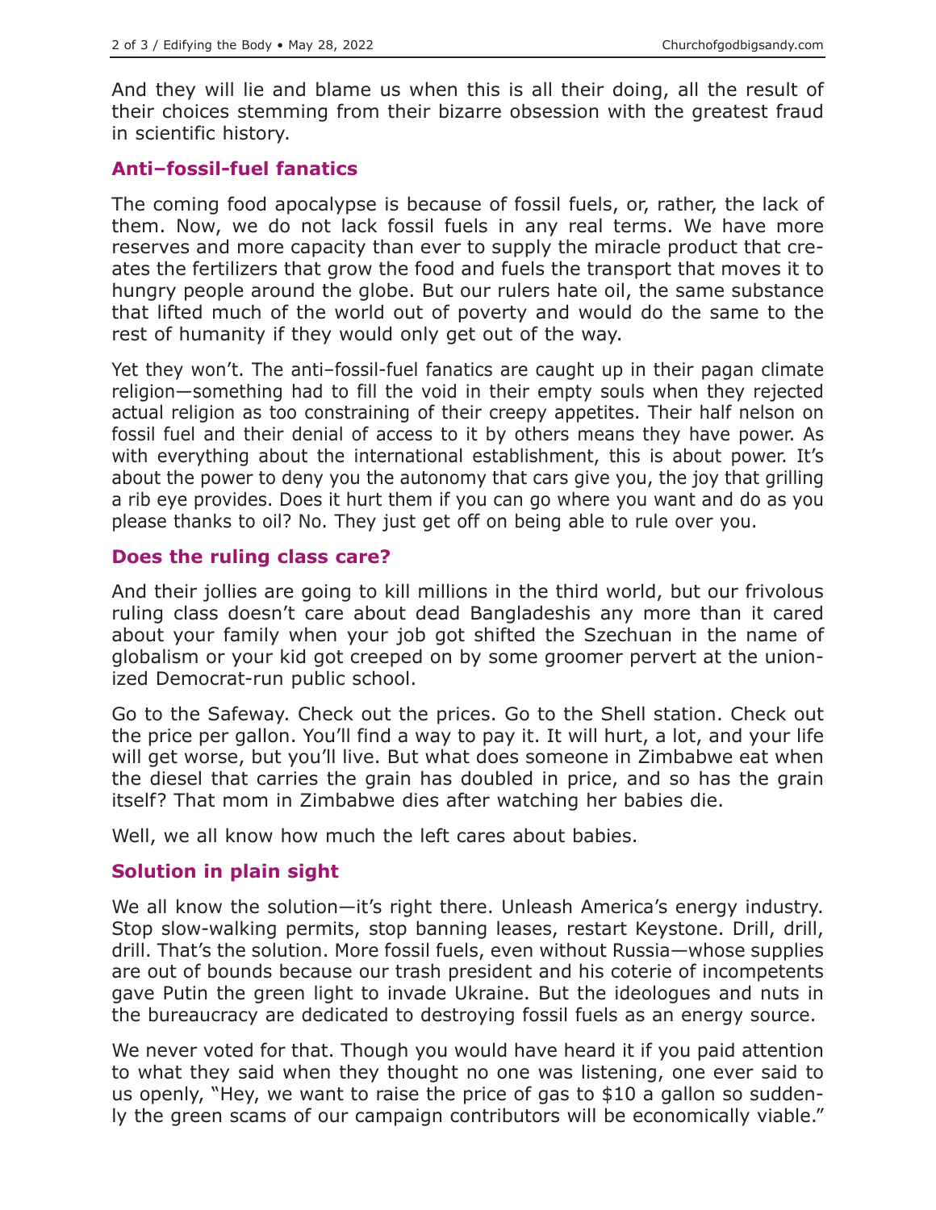And they will lie and blame us when this is all their doing, all the result of their choices stemming from their bizarre obsession with the greatest fraud in scientific history.

### Anti–fossil-fuel fanatics

The coming food apocalypse is because of fossil fuels, or, rather, the lack of them. Now, we do not lack fossil fuels in any real terms. We have more reserves and more capacity than ever to supply the miracle product that creates the fertilizers that grow the food and fuels the transport that moves it to hungry people around the globe. But our rulers hate oil, the same substance that lifted much of the world out of poverty and would do the same to the rest of humanity if they would only get out of the way.

Yet they won't. The anti–fossil-fuel fanatics are caught up in their pagan climate religion—something had to fill the void in their empty souls when they rejected actual religion as too constraining of their creepy appetites. Their half nelson on fossil fuel and their denial of access to it by others means they have power. As with everything about the international establishment, this is about power. It's about the power to deny you the autonomy that cars give you, the joy that grilling a rib eye provides. Does it hurt them if you can go where you want and do as you please thanks to oil? No. They just get off on being able to rule over you.

### Does the ruling class care?

And their jollies are going to kill millions in the third world, but our frivolous ruling class doesn't care about dead Bangladeshis any more than it cared about your family when your job got shifted the Szechuan in the name of globalism or your kid got creeped on by some groomer pervert at the unionized Democrat-run public school.

Go to the Safeway. Check out the prices. Go to the Shell station. Check out the price per gallon. You'll find a way to pay it. It will hurt, a lot, and your life will get worse, but you'll live. But what does someone in Zimbabwe eat when the diesel that carries the grain has doubled in price, and so has the grain itself? That mom in Zimbabwe dies after watching her babies die.

Well, we all know how much the left cares about babies.

### Solution in plain sight

We all know the solution—it's right there. Unleash America's energy industry. Stop slow-walking permits, stop banning leases, restart Keystone. Drill, drill, drill. That's the solution. More fossil fuels, even without Russia—whose supplies are out of bounds because our trash president and his coterie of incompetents gave Putin the green light to invade Ukraine. But the ideologues and nuts in the bureaucracy are dedicated to destroying fossil fuels as an energy source.

We never voted for that. Though you would have heard it if you paid attention to what they said when they thought no one was listening, one ever said to us openly, "Hey, we want to raise the price of gas to $10 a gallon so suddenly the green scams of our campaign contributors will be economically viable."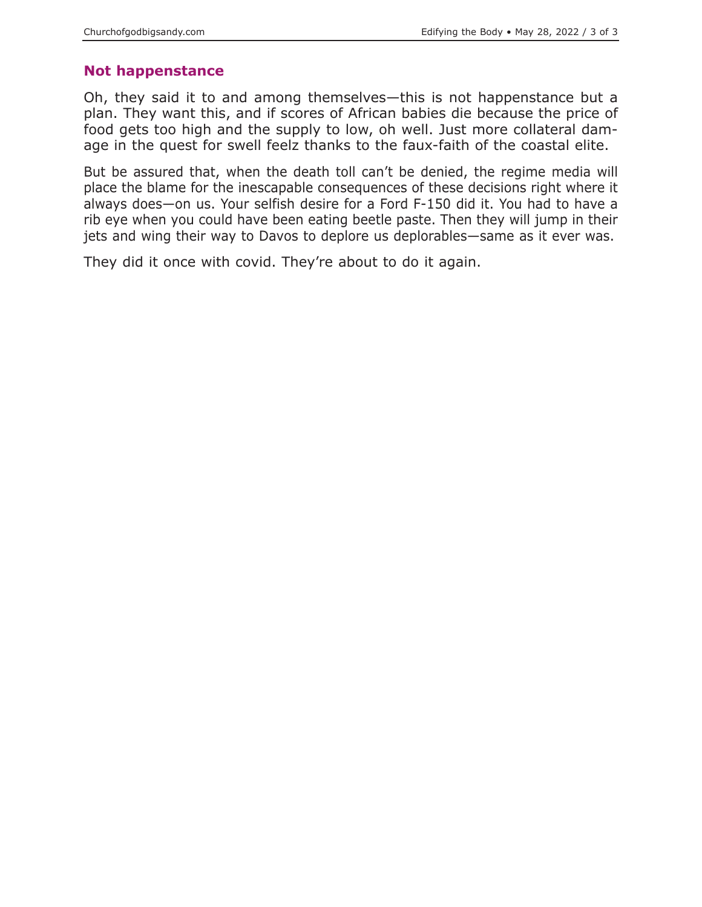## Not happenstance

Oh, they said it to and among themselves—this is not happenstance but a plan. They want this, and if scores of African babies die because the price of food gets too high and the supply to low, oh well. Just more collateral damage in the quest for swell feelz thanks to the faux-faith of the coastal elite.

But be assured that, when the death toll can't be denied, the regime media will place the blame for the inescapable consequences of these decisions right where it always does—on us. Your selfish desire for a Ford F-150 did it. You had to have a rib eye when you could have been eating beetle paste. Then they will jump in their jets and wing their way to Davos to deplore us deplorables—same as it ever was.

They did it once with covid. They're about to do it again.